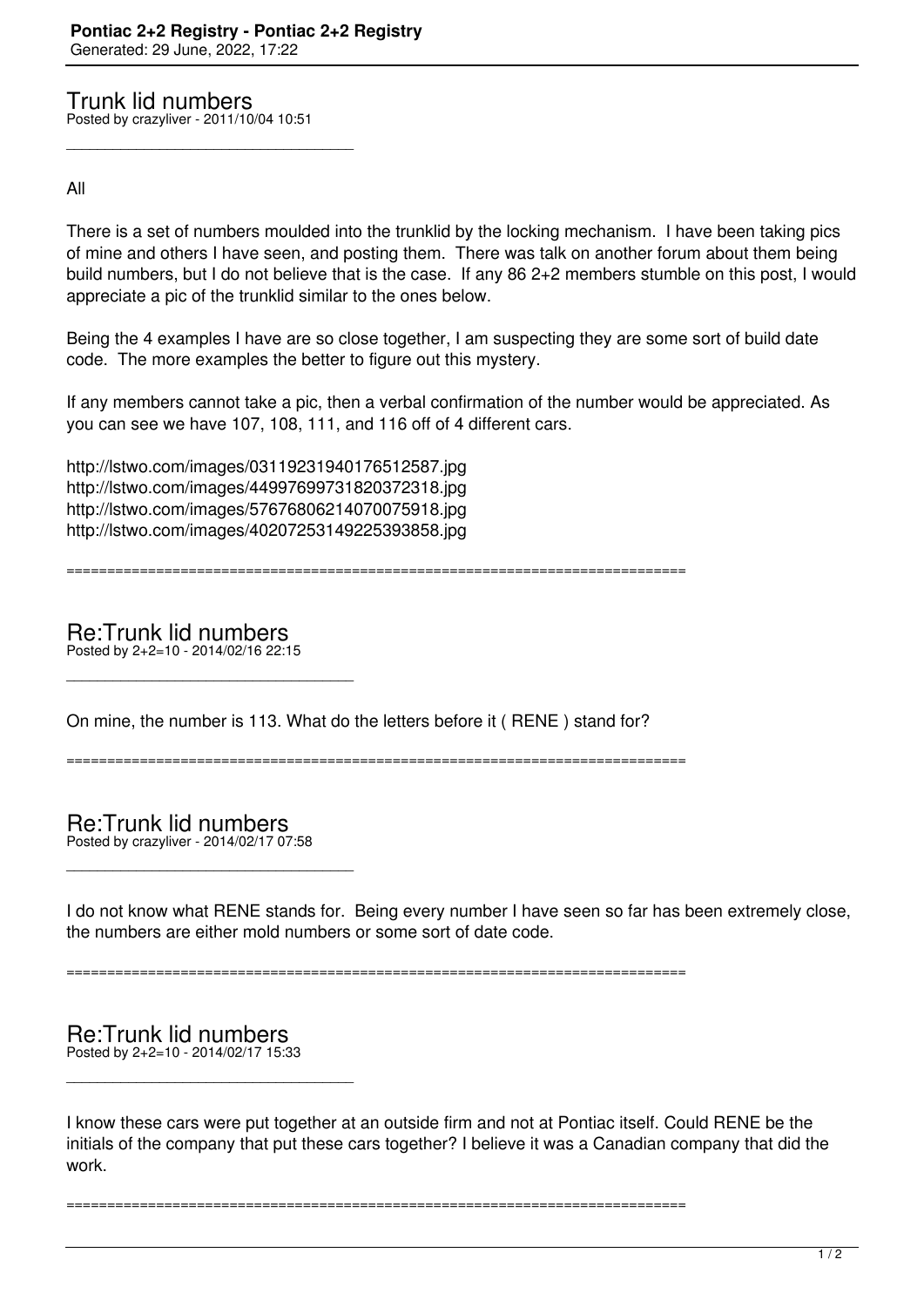# Trunk lid numbers

Posted by crazyliver - 2011/10/04 10:51

---

All

There is a set of numbers moulded into the trunklid by the locking mechanism. I have been taking pics of mine and others I have seen, and posting them. There was talk on another forum about them being build numbers, but I do not believe that is the case. If any 86 2+2 members stumble on this post, I would appreciate a pic of the trunklid similar to the ones below.

Being the 4 examples I have are so close together, I am suspecting they are some sort of build date code. The more examples the better to figure out this mystery.

If any members cannot take a pic, then a verbal confirmation of the number would be appreciated. As you can see we have 107, 108, 111, and 116 off of 4 different cars.

http://lstwo.com/images/03119231940176512587.jpg
http://lstwo.com/images/44997699731820372318.jpg
http://lstwo.com/images/57676806214070075918.jpg
http://lstwo.com/images/40207253149225393858.jpg

============================================================================

# Re:Trunk lid numbers

Posted by 2+2=10 - 2014/02/16 22:15

---

On mine, the number is 113. What do the letters before it ( RENE ) stand for?

============================================================================

# Re:Trunk lid numbers

Posted by crazyliver - 2014/02/17 07:58

---

I do not know what RENE stands for. Being every number I have seen so far has been extremely close, the numbers are either mold numbers or some sort of date code.

============================================================================

# Re:Trunk lid numbers

Posted by 2+2=10 - 2014/02/17 15:33

---

I know these cars were put together at an outside firm and not at Pontiac itself. Could RENE be the initials of the company that put these cars together? I believe it was a Canadian company that did the work.

============================================================================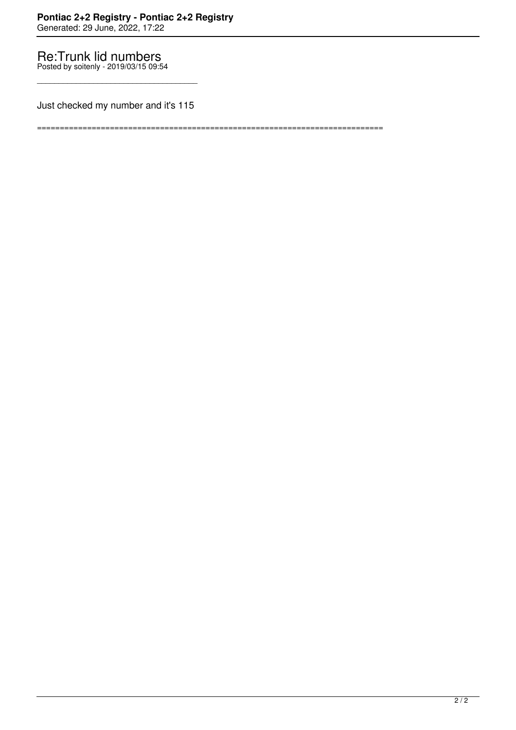## Re:Trunk lid numbers

Posted by soitenly - 2019/03/15 09:54

---

Just checked my number and it's 115

============================================================================